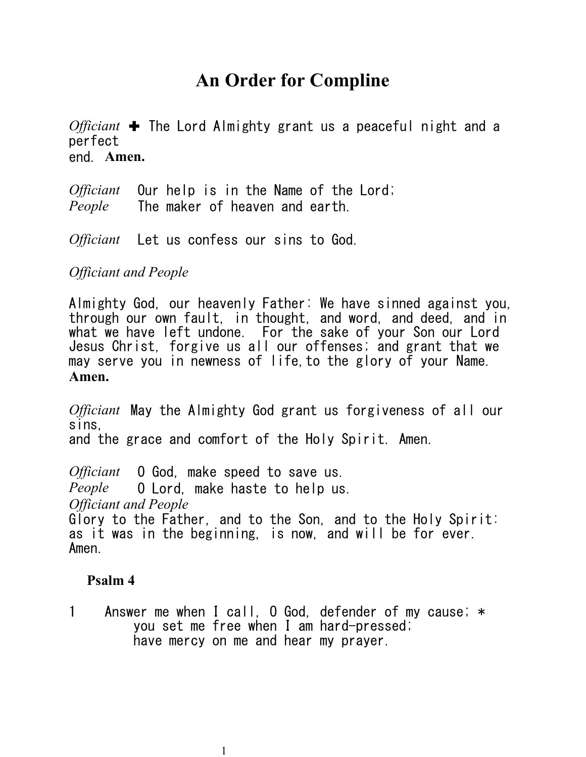# An Order for Compline

*Officiant* ✚ The Lord Almighty grant us a peaceful night and a perfect end. **Amen.**

*Officiant* Our help is in the Name of the Lord;
*People* The maker of heaven and earth.

*Officiant* Let us confess our sins to God.

*Officiant and People*

Almighty God, our heavenly Father: We have sinned against you, through our own fault, in thought, and word, and deed, and in what we have left undone. For the sake of your Son our Lord Jesus Christ, forgive us all our offenses; and grant that we may serve you in newness of life,to the glory of your Name.
**Amen.**

*Officiant* May the Almighty God grant us forgiveness of all our sins,
and the grace and comfort of the Holy Spirit. Amen.

*Officiant* O God, make speed to save us.
*People* O Lord, make haste to help us.
*Officiant and People*
Glory to the Father, and to the Son, and to the Holy Spirit:
as it was in the beginning, is now, and will be for ever.
Amen.

**Psalm 4**

1 Answer me when I call, O God, defender of my cause; *
you set me free when I am hard-pressed;
have mercy on me and hear my prayer.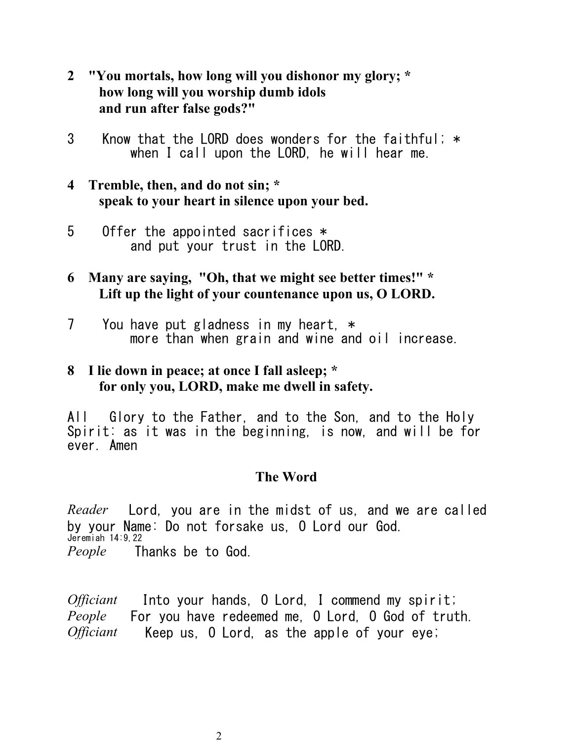**2 "You mortals, how long will you dishonor my glory; *
how long will you worship dumb idols
and run after false gods?"**

3 Know that the LORD does wonders for the faithful; *
when I call upon the LORD, he will hear me.

**4 Tremble, then, and do not sin; *
speak to your heart in silence upon your bed.**

5 Offer the appointed sacrifices *
and put your trust in the LORD.

**6 Many are saying, "Oh, that we might see better times!" *
Lift up the light of your countenance upon us, O LORD.**

7 You have put gladness in my heart, *
more than when grain and wine and oil increase.

**8 I lie down in peace; at once I fall asleep; *
for only you, LORD, make me dwell in safety.**

All Glory to the Father, and to the Son, and to the Holy Spirit: as it was in the beginning, is now, and will be for ever. Amen

## The Word

*Reader* Lord, you are in the midst of us, and we are called by your Name: Do not forsake us, O Lord our God.
Jeremiah 14:9,22
*People* Thanks be to God.

*Officiant* Into your hands, O Lord, I commend my spirit;
*People* For you have redeemed me, O Lord, O God of truth.
*Officiant* Keep us, O Lord, as the apple of your eye;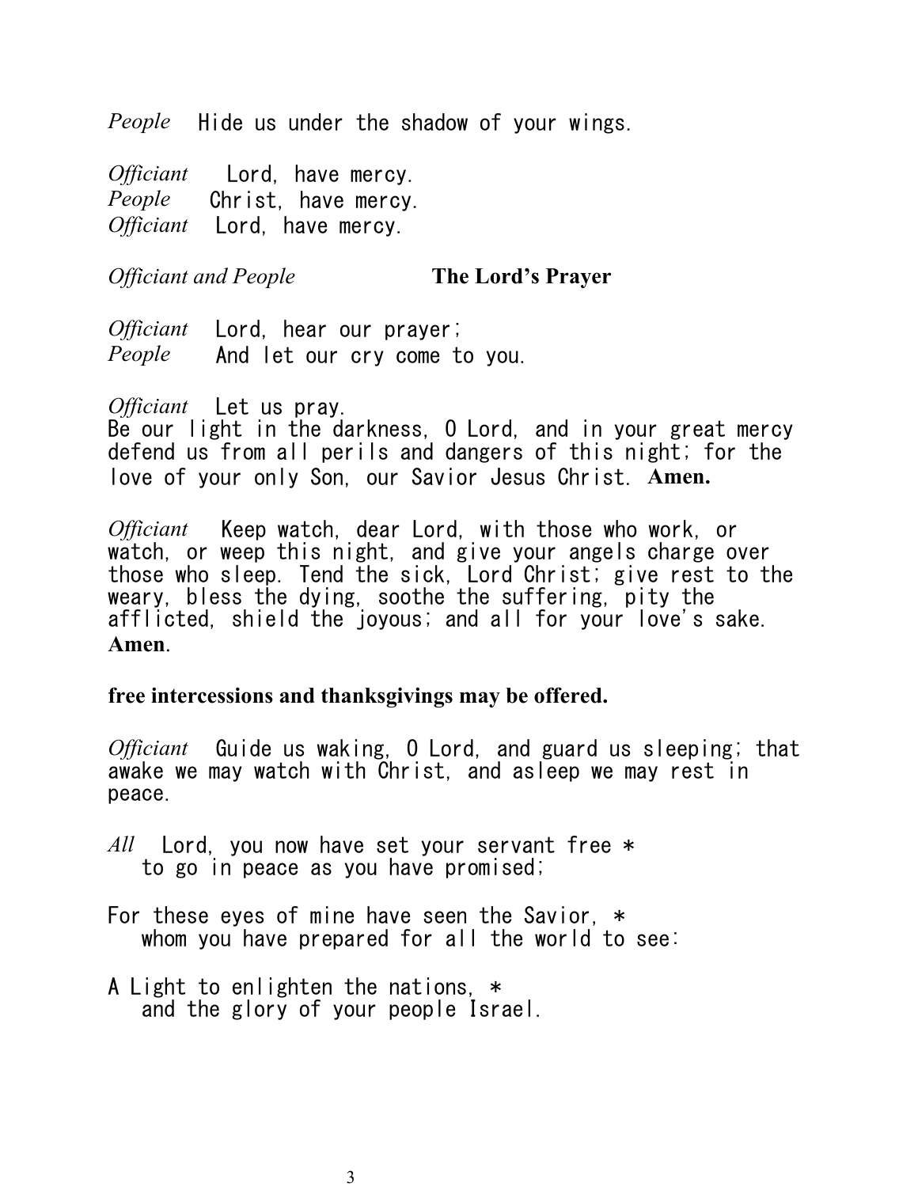*People* Hide us under the shadow of your wings.

*Officiant* Lord, have mercy.
*People* Christ, have mercy.
*Officiant* Lord, have mercy.

*Officiant and People* **The Lord's Prayer**

*Officiant* Lord, hear our prayer;
*People* And let our cry come to you.

*Officiant* Let us pray.
Be our light in the darkness, O Lord, and in your great mercy defend us from all perils and dangers of this night; for the love of your only Son, our Savior Jesus Christ. **Amen.**

*Officiant* Keep watch, dear Lord, with those who work, or watch, or weep this night, and give your angels charge over those who sleep. Tend the sick, Lord Christ; give rest to the weary, bless the dying, soothe the suffering, pity the afflicted, shield the joyous; and all for your love's sake. **Amen**.

**free intercessions and thanksgivings may be offered.**

*Officiant* Guide us waking, O Lord, and guard us sleeping; that awake we may watch with Christ, and asleep we may rest in peace.

*All* Lord, you now have set your servant free *
  to go in peace as you have promised;

For these eyes of mine have seen the Savior, *
  whom you have prepared for all the world to see:

A Light to enlighten the nations, *
  and the glory of your people Israel.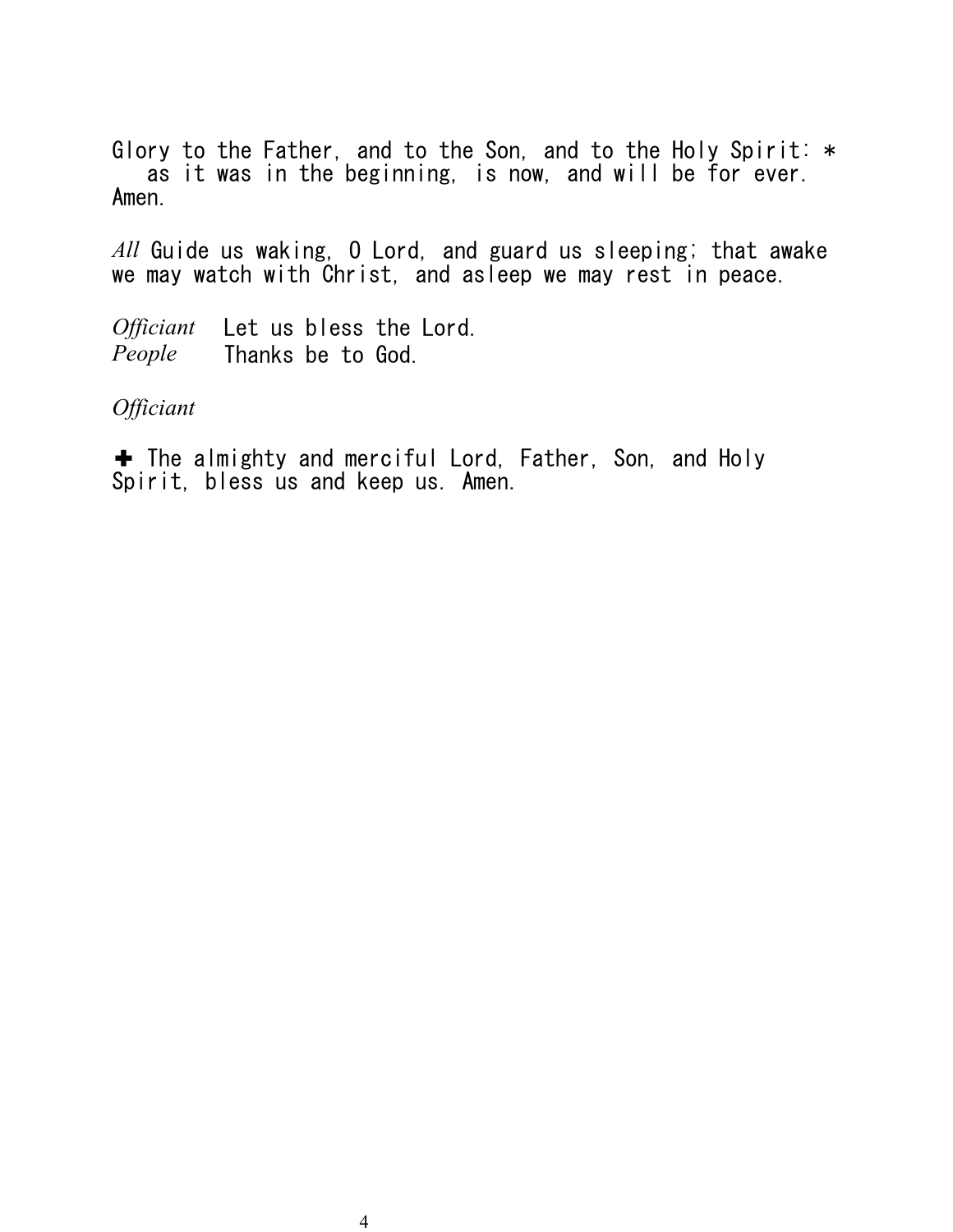Glory to the Father, and to the Son, and to the Holy Spirit: *
   as it was in the beginning, is now, and will be for ever.
Amen.

*All* Guide us waking, O Lord, and guard us sleeping; that awake we may watch with Christ, and asleep we may rest in peace.

*Officiant* Let us bless the Lord.
*People* Thanks be to God.

*Officiant*

✚ The almighty and merciful Lord, Father, Son, and Holy Spirit, bless us and keep us. Amen.